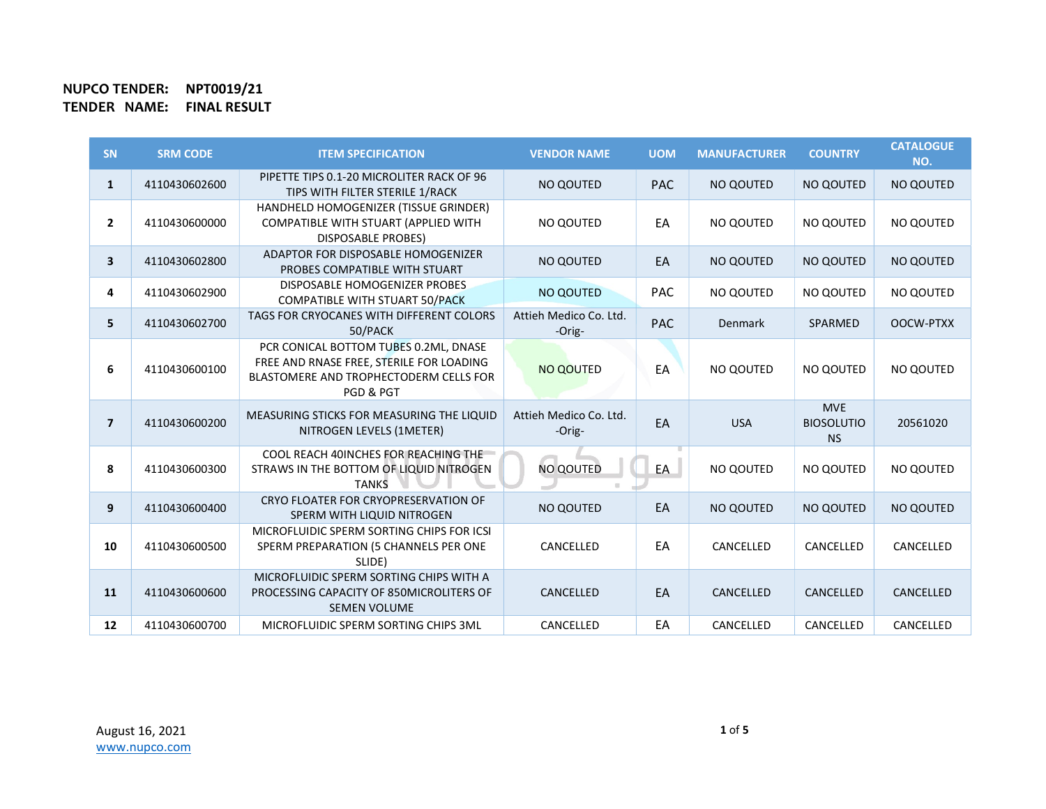**NUPCO TENDER: NPT0019/21**
**TENDER NAME: FINAL RESULT**

| SN | SRM CODE | ITEM SPECIFICATION | VENDOR NAME | UOM | MANUFACTURER | COUNTRY | CATALOGUE NO. |
|---|---|---|---|---|---|---|---|
| 1 | 4110430602600 | PIPETTE TIPS 0.1-20 MICROLITER RACK OF 96 TIPS WITH FILTER STERILE 1/RACK | NO QOUTED | PAC | NO QOUTED | NO QOUTED | NO QOUTED |
| 2 | 4110430600000 | HANDHELD HOMOGENIZER (TISSUE GRINDER) COMPATIBLE WITH STUART (APPLIED WITH DISPOSABLE PROBES) | NO QOUTED | EA | NO QOUTED | NO QOUTED | NO QOUTED |
| 3 | 4110430602800 | ADAPTOR FOR DISPOSABLE HOMOGENIZER PROBES COMPATIBLE WITH STUART | NO QOUTED | EA | NO QOUTED | NO QOUTED | NO QOUTED |
| 4 | 4110430602900 | DISPOSABLE HOMOGENIZER PROBES COMPATIBLE WITH STUART 50/PACK | NO QOUTED | PAC | NO QOUTED | NO QOUTED | NO QOUTED |
| 5 | 4110430602700 | TAGS FOR CRYOCANES WITH DIFFERENT COLORS 50/PACK | Attieh Medico Co. Ltd. -Orig- | PAC | Denmark | SPARMED | OOCW-PTXX |
| 6 | 4110430600100 | PCR CONICAL BOTTOM TUBES 0.2ML, DNASE FREE AND RNASE FREE, STERILE FOR LOADING BLASTOMERE AND TROPHECTODERM CELLS FOR PGD & PGT | NO QOUTED | EA | NO QOUTED | NO QOUTED | NO QOUTED |
| 7 | 4110430600200 | MEASURING STICKS FOR MEASURING THE LIQUID NITROGEN LEVELS (1METER) | Attieh Medico Co. Ltd. -Orig- | EA | USA | MVE BIOSOLUTIONS | 20561020 |
| 8 | 4110430600300 | COOL REACH 40INCHES FOR REACHING THE STRAWS IN THE BOTTOM OF LIQUID NITROGEN TANKS | NO QOUTED | EA | NO QOUTED | NO QOUTED | NO QOUTED |
| 9 | 4110430600400 | CRYO FLOATER FOR CRYOPRESERVATION OF SPERM WITH LIQUID NITROGEN | NO QOUTED | EA | NO QOUTED | NO QOUTED | NO QOUTED |
| 10 | 4110430600500 | MICROFLUIDIC SPERM SORTING CHIPS FOR ICSI SPERM PREPARATION (5 CHANNELS PER ONE SLIDE) | CANCELLED | EA | CANCELLED | CANCELLED | CANCELLED |
| 11 | 4110430600600 | MICROFLUIDIC SPERM SORTING CHIPS WITH A PROCESSING CAPACITY OF 850MICROLITERS OF SEMEN VOLUME | CANCELLED | EA | CANCELLED | CANCELLED | CANCELLED |
| 12 | 4110430600700 | MICROFLUIDIC SPERM SORTING CHIPS 3ML | CANCELLED | EA | CANCELLED | CANCELLED | CANCELLED |

August 16, 2021
www.nupco.com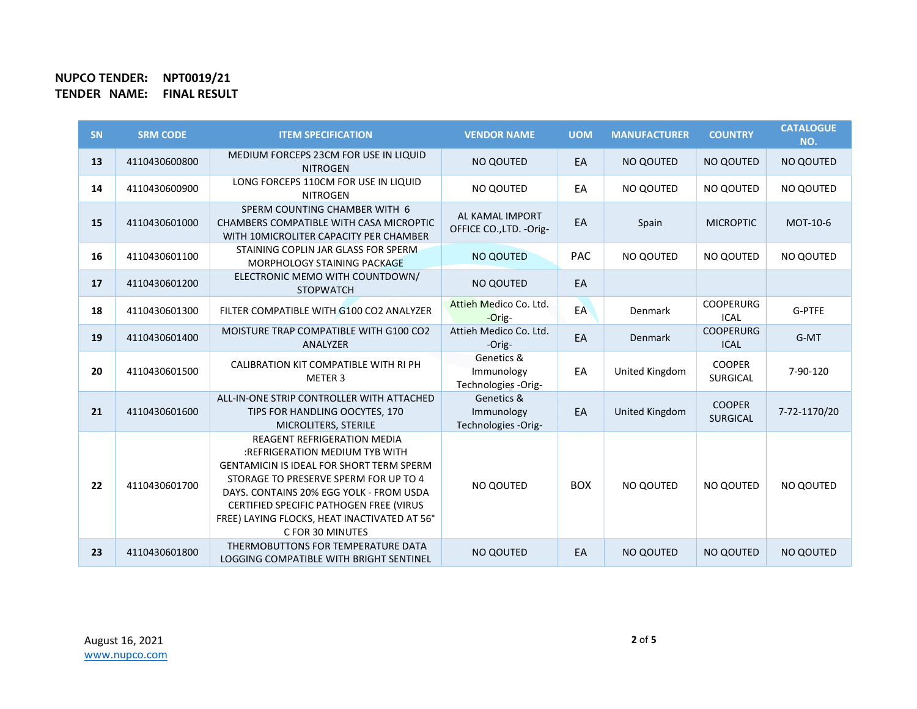**NUPCO TENDER:** **NPT0019/21**
**TENDER NAME:** **FINAL RESULT**

| SN | SRM CODE | ITEM SPECIFICATION | VENDOR NAME | UOM | MANUFACTURER | COUNTRY | CATALOGUE NO. |
|---|---|---|---|---|---|---|---|
| 13 | 4110430600800 | MEDIUM FORCEPS 23CM FOR USE IN LIQUID NITROGEN | NO QOUTED | EA | NO QOUTED | NO QOUTED | NO QOUTED |
| 14 | 4110430600900 | LONG FORCEPS 110CM FOR USE IN LIQUID NITROGEN | NO QOUTED | EA | NO QOUTED | NO QOUTED | NO QOUTED |
| 15 | 4110430601000 | SPERM COUNTING CHAMBER WITH 6 CHAMBERS COMPATIBLE WITH CASA MICROPTIC WITH 10MICROLITER CAPACITY PER CHAMBER | AL KAMAL IMPORT OFFICE CO.,LTD. -Orig- | EA | Spain | MICROPTIC | MOT-10-6 |
| 16 | 4110430601100 | STAINING COPLIN JAR GLASS FOR SPERM MORPHOLOGY STAINING PACKAGE | NO QOUTED | PAC | NO QOUTED | NO QOUTED | NO QOUTED |
| 17 | 4110430601200 | ELECTRONIC MEMO WITH COUNTDOWN/ STOPWATCH | NO QOUTED | EA | | | |
| 18 | 4110430601300 | FILTER COMPATIBLE WITH G100 CO2 ANALYZER | Attieh Medico Co. Ltd. -Orig- | EA | Denmark | COOPERURG ICAL | G-PTFE |
| 19 | 4110430601400 | MOISTURE TRAP COMPATIBLE WITH G100 CO2 ANALYZER | Attieh Medico Co. Ltd. -Orig- | EA | Denmark | COOPERURG ICAL | G-MT |
| 20 | 4110430601500 | CALIBRATION KIT COMPATIBLE WITH RI PH METER 3 | Genetics & Immunology Technologies -Orig- | EA | United Kingdom | COOPER SURGICAL | 7-90-120 |
| 21 | 4110430601600 | ALL-IN-ONE STRIP CONTROLLER WITH ATTACHED TIPS FOR HANDLING OOCYTES, 170 MICROLITERS, STERILE | Genetics & Immunology Technologies -Orig- | EA | United Kingdom | COOPER SURGICAL | 7-72-1170/20 |
| 22 | 4110430601700 | REAGENT REFRIGERATION MEDIA :REFRIGERATION MEDIUM TYB WITH GENTAMICIN IS IDEAL FOR SHORT TERM SPERM STORAGE TO PRESERVE SPERM FOR UP TO 4 DAYS. CONTAINS 20% EGG YOLK - FROM USDA CERTIFIED SPECIFIC PATHOGEN FREE (VIRUS FREE) LAYING FLOCKS, HEAT INACTIVATED AT 56° C FOR 30 MINUTES | NO QOUTED | BOX | NO QOUTED | NO QOUTED | NO QOUTED |
| 23 | 4110430601800 | THERMOBUTTONS FOR TEMPERATURE DATA LOGGING COMPATIBLE WITH BRIGHT SENTINEL | NO QOUTED | EA | NO QOUTED | NO QOUTED | NO QOUTED |

August 16, 2021
www.nupco.com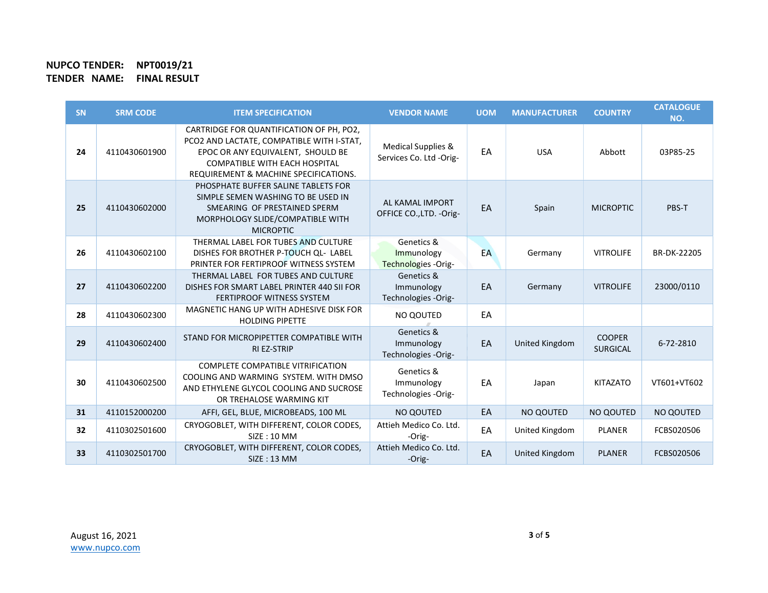**NUPCO TENDER: NPT0019/21**
**TENDER NAME: FINAL RESULT**

| SN | SRM CODE | ITEM SPECIFICATION | VENDOR NAME | UOM | MANUFACTURER | COUNTRY | CATALOGUE NO. |
|---|---|---|---|---|---|---|---|
| 24 | 4110430601900 | CARTRIDGE FOR QUANTIFICATION OF PH, PO2, PCO2 AND LACTATE, COMPATIBLE WITH I-STAT, EPOC OR ANY EQUIVALENT, SHOULD BE COMPATIBLE WITH EACH HOSPITAL REQUIREMENT & MACHINE SPECIFICATIONS. | Medical Supplies & Services Co. Ltd -Orig- | EA | USA | Abbott | 03P85-25 |
| 25 | 4110430602000 | PHOSPHATE BUFFER SALINE TABLETS FOR SIMPLE SEMEN WASHING TO BE USED IN SMEARING OF PRESTAINED SPERM MORPHOLOGY SLIDE/COMPATIBLE WITH MICROPTIC | AL KAMAL IMPORT OFFICE CO.,LTD. -Orig- | EA | Spain | MICROPTIC | PBS-T |
| 26 | 4110430602100 | THERMAL LABEL FOR TUBES AND CULTURE DISHES FOR BROTHER P-TOUCH QL- LABEL PRINTER FOR FERTIPROOF WITNESS SYSTEM | Genetics & Immunology Technologies -Orig- | EA | Germany | VITROLIFE | BR-DK-22205 |
| 27 | 4110430602200 | THERMAL LABEL FOR TUBES AND CULTURE DISHES FOR SMART LABEL PRINTER 440 SII FOR FERTIPROOF WITNESS SYSTEM | Genetics & Immunology Technologies -Orig- | EA | Germany | VITROLIFE | 23000/0110 |
| 28 | 4110430602300 | MAGNETIC HANG UP WITH ADHESIVE DISK FOR HOLDING PIPETTE | NO QOUTED | EA | | | |
| 29 | 4110430602400 | STAND FOR MICROPIPETTER COMPATIBLE WITH RI EZ-STRIP | Genetics & Immunology Technologies -Orig- | EA | United Kingdom | COOPER SURGICAL | 6-72-2810 |
| 30 | 4110430602500 | COMPLETE COMPATIBLE VITRIFICATION COOLING AND WARMING SYSTEM. WITH DMSO AND ETHYLENE GLYCOL COOLING AND SUCROSE OR TREHALOSE WARMING KIT | Genetics & Immunology Technologies -Orig- | EA | Japan | KITAZATO | VT601+VT602 |
| 31 | 4110152000200 | AFFI, GEL, BLUE, MICROBEADS, 100 ML | NO QOUTED | EA | NO QOUTED | NO QOUTED | NO QOUTED |
| 32 | 4110302501600 | CRYOGOBLET, WITH DIFFERENT, COLOR CODES, SIZE : 10 MM | Attieh Medico Co. Ltd. -Orig- | EA | United Kingdom | PLANER | FCBS020506 |
| 33 | 4110302501700 | CRYOGOBLET, WITH DIFFERENT, COLOR CODES, SIZE : 13 MM | Attieh Medico Co. Ltd. -Orig- | EA | United Kingdom | PLANER | FCBS020506 |

August 16, 2021
www.nupco.com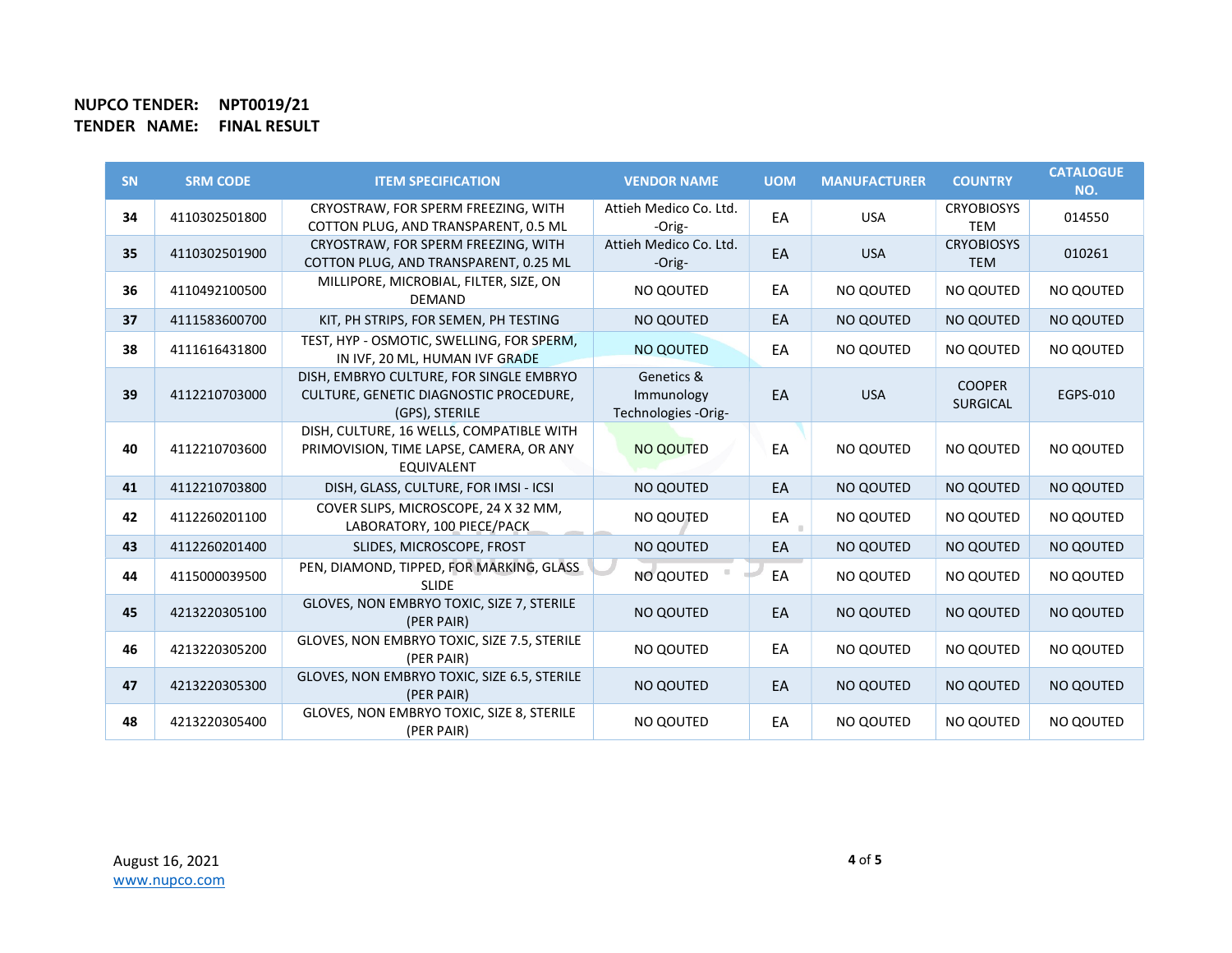**NUPCO TENDER: NPT0019/21**
**TENDER NAME: FINAL RESULT**

| SN | SRM CODE | ITEM SPECIFICATION | VENDOR NAME | UOM | MANUFACTURER | COUNTRY | CATALOGUE NO. |
|---|---|---|---|---|---|---|---|
| 34 | 4110302501800 | CRYOSTRAW, FOR SPERM FREEZING, WITH COTTON PLUG, AND TRANSPARENT, 0.5 ML | Attieh Medico Co. Ltd. -Orig- | EA | USA | CRYOBIOSYS TEM | 014550 |
| 35 | 4110302501900 | CRYOSTRAW, FOR SPERM FREEZING, WITH COTTON PLUG, AND TRANSPARENT, 0.25 ML | Attieh Medico Co. Ltd. -Orig- | EA | USA | CRYOBIOSYS TEM | 010261 |
| 36 | 4110492100500 | MILLIPORE, MICROBIAL, FILTER, SIZE, ON DEMAND | NO QOUTED | EA | NO QOUTED | NO QOUTED | NO QOUTED |
| 37 | 4111583600700 | KIT, PH STRIPS, FOR SEMEN, PH TESTING | NO QOUTED | EA | NO QOUTED | NO QOUTED | NO QOUTED |
| 38 | 4111616431800 | TEST, HYP - OSMOTIC, SWELLING, FOR SPERM, IN IVF, 20 ML, HUMAN IVF GRADE | NO QOUTED | EA | NO QOUTED | NO QOUTED | NO QOUTED |
| 39 | 4112210703000 | DISH, EMBRYO CULTURE, FOR SINGLE EMBRYO CULTURE, GENETIC DIAGNOSTIC PROCEDURE, (GPS), STERILE | Genetics & Immunology Technologies -Orig- | EA | USA | COOPER SURGICAL | EGPS-010 |
| 40 | 4112210703600 | DISH, CULTURE, 16 WELLS, COMPATIBLE WITH PRIMOVISION, TIME LAPSE, CAMERA, OR ANY EQUIVALENT | NO QOUTED | EA | NO QOUTED | NO QOUTED | NO QOUTED |
| 41 | 4112210703800 | DISH, GLASS, CULTURE, FOR IMSI - ICSI | NO QOUTED | EA | NO QOUTED | NO QOUTED | NO QOUTED |
| 42 | 4112260201100 | COVER SLIPS, MICROSCOPE, 24 X 32 MM, LABORATORY, 100 PIECE/PACK | NO QOUTED | EA | NO QOUTED | NO QOUTED | NO QOUTED |
| 43 | 4112260201400 | SLIDES, MICROSCOPE, FROST | NO QOUTED | EA | NO QOUTED | NO QOUTED | NO QOUTED |
| 44 | 4115000039500 | PEN, DIAMOND, TIPPED, FOR MARKING, GLASS SLIDE | NO QOUTED | EA | NO QOUTED | NO QOUTED | NO QOUTED |
| 45 | 4213220305100 | GLOVES, NON EMBRYO TOXIC, SIZE 7, STERILE (PER PAIR) | NO QOUTED | EA | NO QOUTED | NO QOUTED | NO QOUTED |
| 46 | 4213220305200 | GLOVES, NON EMBRYO TOXIC, SIZE 7.5, STERILE (PER PAIR) | NO QOUTED | EA | NO QOUTED | NO QOUTED | NO QOUTED |
| 47 | 4213220305300 | GLOVES, NON EMBRYO TOXIC, SIZE 6.5, STERILE (PER PAIR) | NO QOUTED | EA | NO QOUTED | NO QOUTED | NO QOUTED |
| 48 | 4213220305400 | GLOVES, NON EMBRYO TOXIC, SIZE 8, STERILE (PER PAIR) | NO QOUTED | EA | NO QOUTED | NO QOUTED | NO QOUTED |

August 16, 2021
www.nupco.com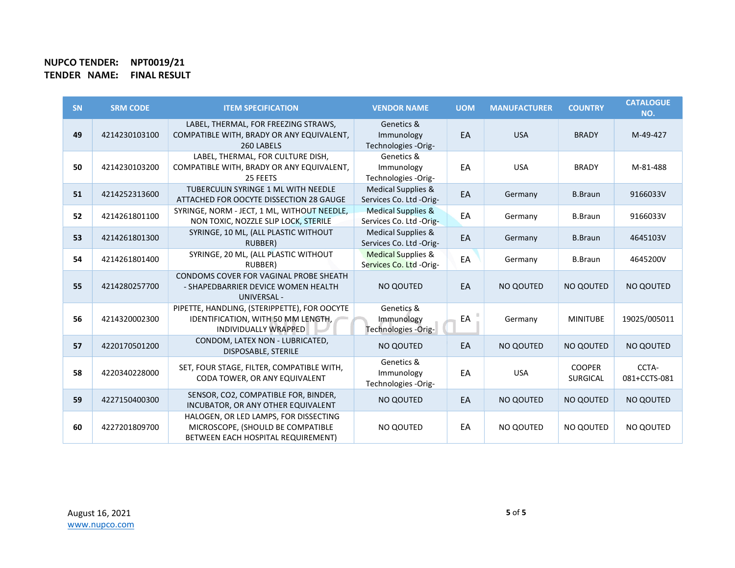**NUPCO TENDER: NPT0019/21**
**TENDER NAME: FINAL RESULT**

| SN | SRM CODE | ITEM SPECIFICATION | VENDOR NAME | UOM | MANUFACTURER | COUNTRY | CATALOGUE NO. |
|---|---|---|---|---|---|---|---|
| 49 | 4214230103100 | LABEL, THERMAL, FOR FREEZING STRAWS, COMPATIBLE WITH, BRADY OR ANY EQUIVALENT, 260 LABELS | Genetics & Immunology Technologies -Orig- | EA | USA | BRADY | M-49-427 |
| 50 | 4214230103200 | LABEL, THERMAL, FOR CULTURE DISH, COMPATIBLE WITH, BRADY OR ANY EQUIVALENT, 25 FEETS | Genetics & Immunology Technologies -Orig- | EA | USA | BRADY | M-81-488 |
| 51 | 4214252313600 | TUBERCULIN SYRINGE 1 ML WITH NEEDLE ATTACHED FOR OOCYTE DISSECTION 28 GAUGE | Medical Supplies & Services Co. Ltd -Orig- | EA | Germany | B.Braun | 9166033V |
| 52 | 4214261801100 | SYRINGE, NORM - JECT, 1 ML, WITHOUT NEEDLE, NON TOXIC, NOZZLE SLIP LOCK, STERILE | Medical Supplies & Services Co. Ltd -Orig- | EA | Germany | B.Braun | 9166033V |
| 53 | 4214261801300 | SYRINGE, 10 ML, (ALL PLASTIC WITHOUT RUBBER) | Medical Supplies & Services Co. Ltd -Orig- | EA | Germany | B.Braun | 4645103V |
| 54 | 4214261801400 | SYRINGE, 20 ML, (ALL PLASTIC WITHOUT RUBBER) | Medical Supplies & Services Co. Ltd -Orig- | EA | Germany | B.Braun | 4645200V |
| 55 | 4214280257700 | CONDOMS COVER FOR VAGINAL PROBE SHEATH - SHAPEDBARRIER DEVICE WOMEN HEALTH UNIVERSAL - | NO QOUTED | EA | NO QOUTED | NO QOUTED | NO QOUTED |
| 56 | 4214320002300 | PIPETTE, HANDLING, (STERIPPETTE), FOR OOCYTE IDENTIFICATION, WITH 50 MM LENGTH, INDIVIDUALLY WRAPPED | Genetics & Immunology Technologies -Orig- | EA | Germany | MINITUBE | 19025/005011 |
| 57 | 4220170501200 | CONDOM, LATEX NON - LUBRICATED, DISPOSABLE, STERILE | NO QOUTED | EA | NO QOUTED | NO QOUTED | NO QOUTED |
| 58 | 4220340228000 | SET, FOUR STAGE, FILTER, COMPATIBLE WITH, CODA TOWER, OR ANY EQUIVALENT | Genetics & Immunology Technologies -Orig- | EA | USA | COOPER SURGICAL | CCTA-081+CCTS-081 |
| 59 | 4227150400300 | SENSOR, CO2, COMPATIBLE FOR, BINDER, INCUBATOR, OR ANY OTHER EQUIVALENT | NO QOUTED | EA | NO QOUTED | NO QOUTED | NO QOUTED |
| 60 | 4227201809700 | HALOGEN, OR LED LAMPS, FOR DISSECTING MICROSCOPE, (SHOULD BE COMPATIBLE BETWEEN EACH HOSPITAL REQUIREMENT) | NO QOUTED | EA | NO QOUTED | NO QOUTED | NO QOUTED |

August 16, 2021
www.nupco.com